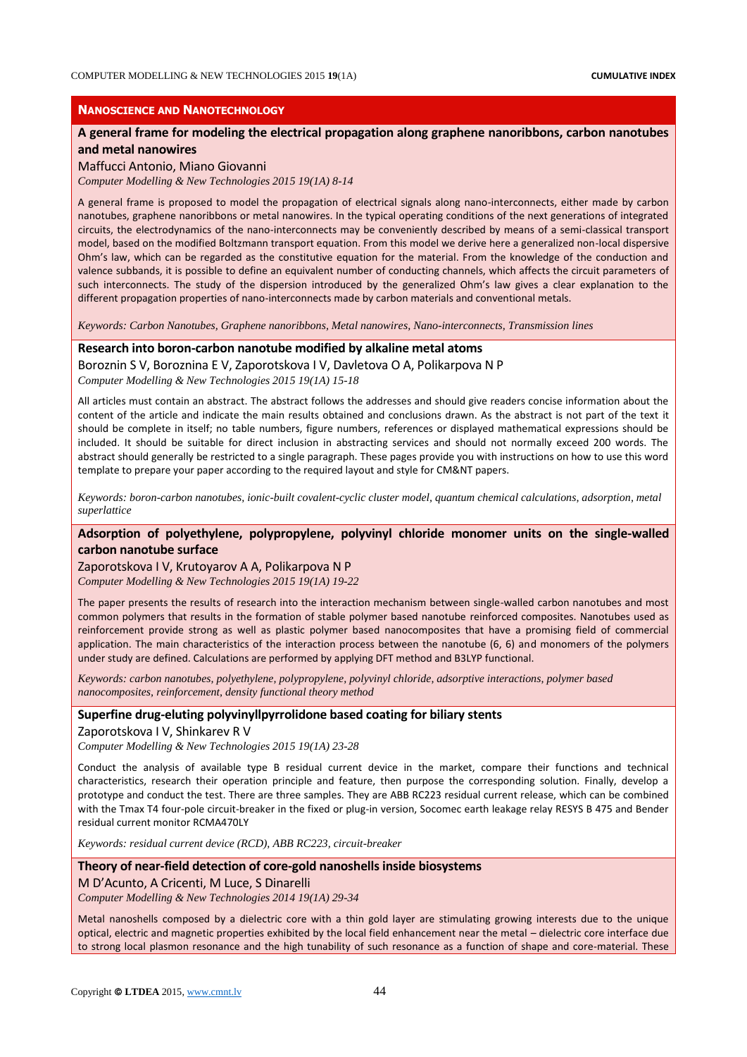## NANOSCIENCE AND NANOTECHNOLOGY

### A general frame for modeling the electrical propagation along graphene nanoribbons, carbon nanotubes and metal nanowires

Maffucci Antonio, Miano Giovanni

*Computer Modelling & New Technologies 2015 19(1A) 8-14*

A general frame is proposed to model the propagation of electrical signals along nano-interconnects, either made by carbon nanotubes, graphene nanoribbons or metal nanowires. In the typical operating conditions of the next generations of integrated circuits, the electrodynamics of the nano-interconnects may be conveniently described by means of a semi-classical transport model, based on the modified Boltzmann transport equation. From this model we derive here a generalized non-local dispersive Ohm's law, which can be regarded as the constitutive equation for the material. From the knowledge of the conduction and valence subbands, it is possible to define an equivalent number of conducting channels, which affects the circuit parameters of such interconnects. The study of the dispersion introduced by the generalized Ohm's law gives a clear explanation to the different propagation properties of nano-interconnects made by carbon materials and conventional metals.

*Keywords: Carbon Nanotubes, Graphene nanoribbons, Metal nanowires, Nano-interconnects, Transmission lines*

### Research into boron-carbon nanotube modified by alkaline metal atoms

Boroznin S V, Boroznina E V, Zaporotskova I V, Davletova O A, Polikarpova N P

*Computer Modelling & New Technologies 2015 19(1A) 15-18*

All articles must contain an abstract. The abstract follows the addresses and should give readers concise information about the content of the article and indicate the main results obtained and conclusions drawn. As the abstract is not part of the text it should be complete in itself; no table numbers, figure numbers, references or displayed mathematical expressions should be included. It should be suitable for direct inclusion in abstracting services and should not normally exceed 200 words. The abstract should generally be restricted to a single paragraph. These pages provide you with instructions on how to use this word template to prepare your paper according to the required layout and style for CM&NT papers.

*Keywords: boron-carbon nanotubes, ionic-built covalent-cyclic cluster model, quantum chemical calculations, adsorption, metal superlattice*

### Adsorption of polyethylene, polypropylene, polyvinyl chloride monomer units on the single-walled carbon nanotube surface

Zaporotskova I V, Krutoyarov A A, Polikarpova N P

*Computer Modelling & New Technologies 2015 19(1A) 19-22*

The paper presents the results of research into the interaction mechanism between single-walled carbon nanotubes and most common polymers that results in the formation of stable polymer based nanotube reinforced composites. Nanotubes used as reinforcement provide strong as well as plastic polymer based nanocomposites that have a promising field of commercial application. The main characteristics of the interaction process between the nanotube (6, 6) and monomers of the polymers under study are defined. Calculations are performed by applying DFT method and B3LYP functional.

*Keywords: carbon nanotubes, polyethylene, polypropylene, polyvinyl chloride, adsorptive interactions, polymer based nanocomposites, reinforcement, density functional theory method*

### Superfine drug-eluting polyvinyllpyrrolidone based coating for biliary stents

Zaporotskova I V, Shinkarev R V

*Computer Modelling & New Technologies 2015 19(1A) 23-28*

Conduct the analysis of available type B residual current device in the market, compare their functions and technical characteristics, research their operation principle and feature, then purpose the corresponding solution. Finally, develop a prototype and conduct the test. There are three samples. They are ABB RC223 residual current release, which can be combined with the Tmax T4 four-pole circuit-breaker in the fixed or plug-in version, Socomec earth leakage relay RESYS B 475 and Bender residual current monitor RCMA470LY

*Keywords: residual current device (RCD), ABB RC223, circuit-breaker*

### Theory of near-field detection of core-gold nanoshells inside biosystems

M D'Acunto, A Cricenti, M Luce, S Dinarelli

*Computer Modelling & New Technologies 2014 19(1A) 29-34*

Metal nanoshells composed by a dielectric core with a thin gold layer are stimulating growing interests due to the unique optical, electric and magnetic properties exhibited by the local field enhancement near the metal – dielectric core interface due to strong local plasmon resonance and the high tunability of such resonance as a function of shape and core-material. These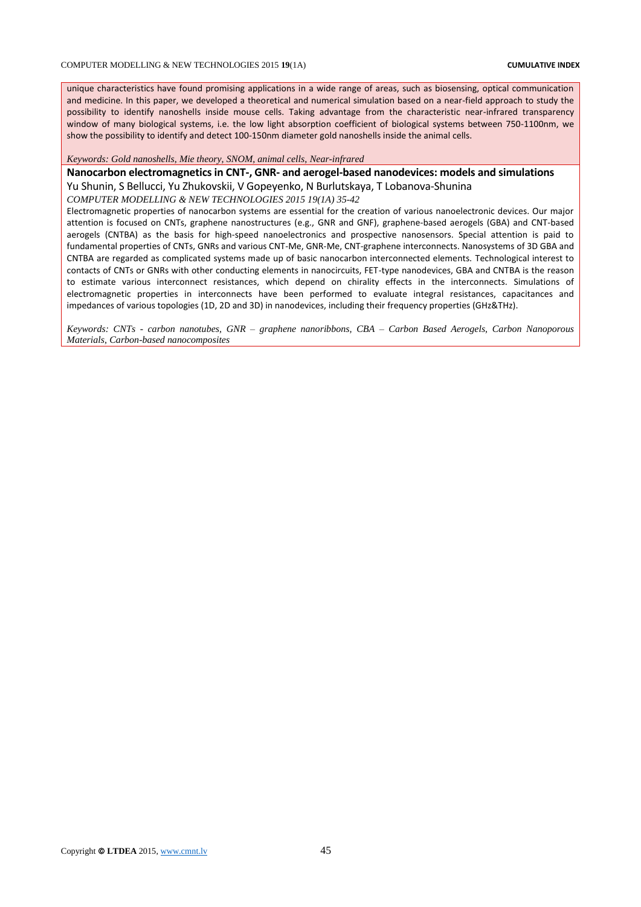unique characteristics have found promising applications in a wide range of areas, such as biosensing, optical communication and medicine. In this paper, we developed a theoretical and numerical simulation based on a near-field approach to study the possibility to identify nanoshells inside mouse cells. Taking advantage from the characteristic near-infrared transparency window of many biological systems, i.e. the low light absorption coefficient of biological systems between 750-1100nm, we show the possibility to identify and detect 100-150nm diameter gold nanoshells inside the animal cells.

*Keywords: Gold nanoshells, Mie theory, SNOM, animal cells, Near-infrared*

**Nanocarbon electromagnetics in CNT-, GNR- and aerogel-based nanodevices: models and simulations**

Yu Shunin, S Bellucci, Yu Zhukovskii, V Gopeyenko, N Burlutskaya, T Lobanova-Shunina

*COMPUTER MODELLING & NEW TECHNOLOGIES 2015 19(1A) 35-42*

Electromagnetic properties of nanocarbon systems are essential for the creation of various nanoelectronic devices. Our major attention is focused on CNTs, graphene nanostructures (e.g., GNR and GNF), graphene-based aerogels (GBA) and CNT-based aerogels (CNTBA) as the basis for high-speed nanoelectronics and prospective nanosensors. Special attention is paid to fundamental properties of CNTs, GNRs and various CNT-Me, GNR-Me, CNT-graphene interconnects. Nanosystems of 3D GBA and CNTBA are regarded as complicated systems made up of basic nanocarbon interconnected elements. Technological interest to contacts of CNTs or GNRs with other conducting elements in nanocircuits, FET-type nanodevices, GBA and CNTBA is the reason to estimate various interconnect resistances, which depend on chirality effects in the interconnects. Simulations of electromagnetic properties in interconnects have been performed to evaluate integral resistances, capacitances and impedances of various topologies (1D, 2D and 3D) in nanodevices, including their frequency properties (GHz&THz).

*Keywords: CNTs - carbon nanotubes, GNR – graphene nanoribbons, CBA – Carbon Based Aerogels, Carbon Nanoporous Materials, Carbon-based nanocomposites*